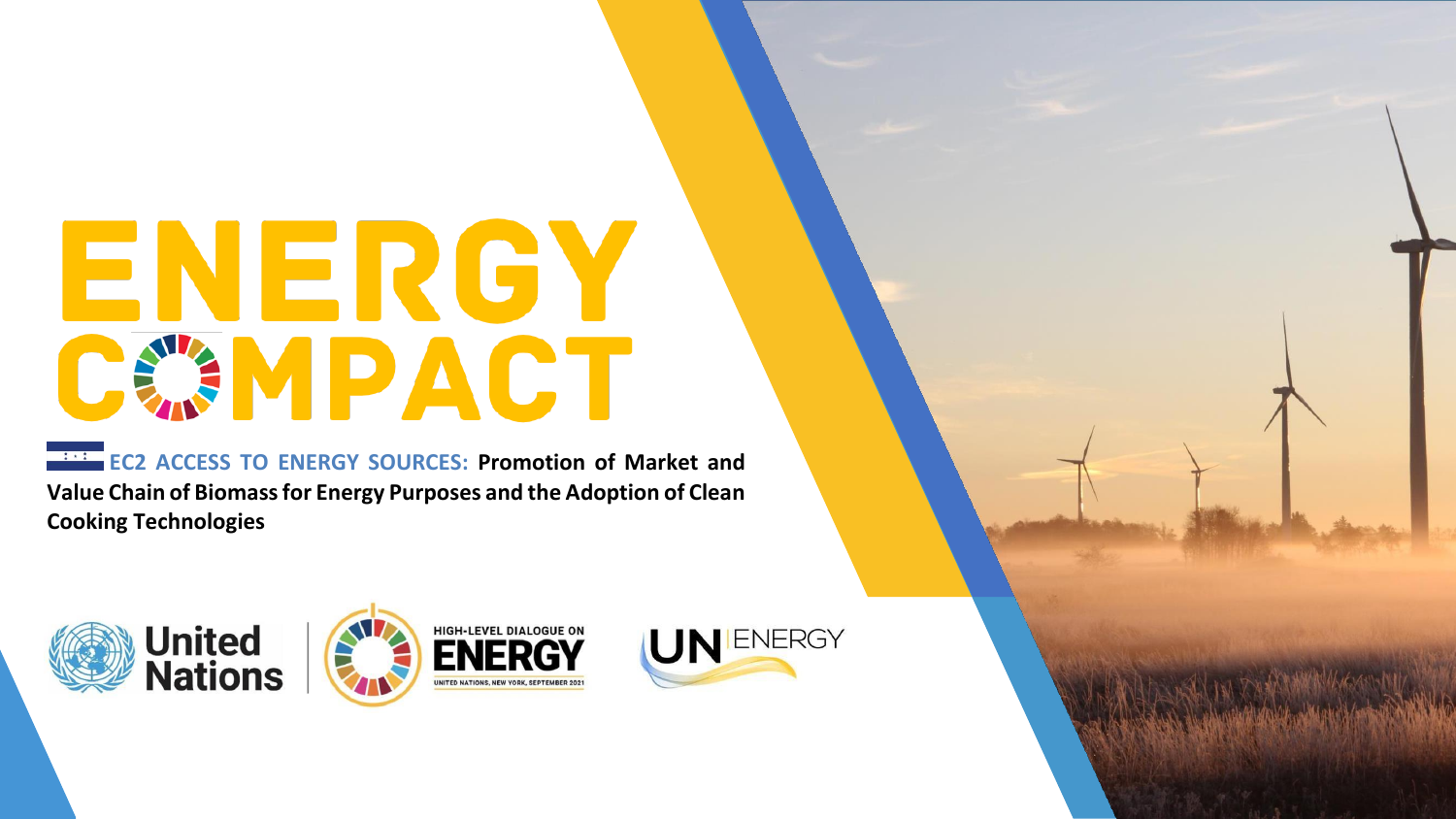# ENERGY COMPACT

**EC2 ACCESS TO ENERGY SOURCES: Promotion of Market and Value Chain of Biomass for Energy Purposes and the Adoption of Clean Cooking Technologies**

United Nations

HIGH-LEVEL DIALOGUE ON ENERGY
UNITED NATIONS, NEW YORK, SEPTEMBER 2021

UN ENERGY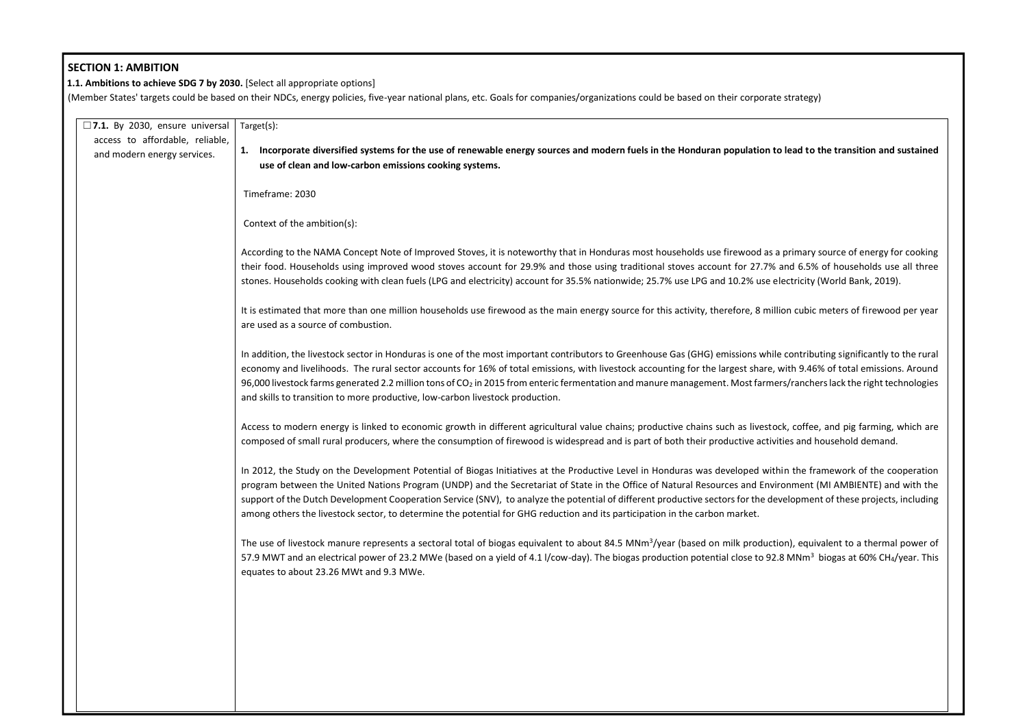**SECTION 1: AMBITION**

**1.1. Ambitions to achieve SDG 7 by 2030.** [Select all appropriate options]

(Member States' targets could be based on their NDCs, energy policies, five-year national plans, etc. Goals for companies/organizations could be based on their corporate strategy)

| | |
|---|---|
| ☐**7.1.** By 2030, ensure universal access to affordable, reliable, and modern energy services. | Target(s):<br><br>1. **Incorporate diversified systems for the use of renewable energy sources and modern fuels in the Honduran population to lead to the transition and sustained use of clean and low-carbon emissions cooking systems.**<br><br>Timeframe: 2030<br><br>Context of the ambition(s):<br><br>According to the NAMA Concept Note of Improved Stoves, it is noteworthy that in Honduras most households use firewood as a primary source of energy for cooking their food. Households using improved wood stoves account for 29.9% and those using traditional stoves account for 27.7% and 6.5% of households use all three stones. Households cooking with clean fuels (LPG and electricity) account for 35.5% nationwide; 25.7% use LPG and 10.2% use electricity (World Bank, 2019).<br><br>It is estimated that more than one million households use firewood as the main energy source for this activity, therefore, 8 million cubic meters of firewood per year are used as a source of combustion.<br><br>In addition, the livestock sector in Honduras is one of the most important contributors to Greenhouse Gas (GHG) emissions while contributing significantly to the rural economy and livelihoods. The rural sector accounts for 16% of total emissions, with livestock accounting for the largest share, with 9.46% of total emissions. Around 96,000 livestock farms generated 2.2 million tons of $CO_2$ in 2015 from enteric fermentation and manure management. Most farmers/ranchers lack the right technologies and skills to transition to more productive, low-carbon livestock production.<br><br>Access to modern energy is linked to economic growth in different agricultural value chains; productive chains such as livestock, coffee, and pig farming, which are composed of small rural producers, where the consumption of firewood is widespread and is part of both their productive activities and household demand.<br><br>In 2012, the Study on the Development Potential of Biogas Initiatives at the Productive Level in Honduras was developed within the framework of the cooperation program between the United Nations Program (UNDP) and the Secretariat of State in the Office of Natural Resources and Environment (MI AMBIENTE) and with the support of the Dutch Development Cooperation Service (SNV), to analyze the potential of different productive sectors for the development of these projects, including among others the livestock sector, to determine the potential for GHG reduction and its participation in the carbon market.<br><br>The use of livestock manure represents a sectoral total of biogas equivalent to about 84.5 $MNm^3$/year (based on milk production), equivalent to a thermal power of 57.9 MWT and an electrical power of 23.2 MWe (based on a yield of 4.1 l/cow-day). The biogas production potential close to 92.8 $MNm^3$ biogas at 60% $CH_4$/year. This equates to about 23.26 MWt and 9.3 MWe. |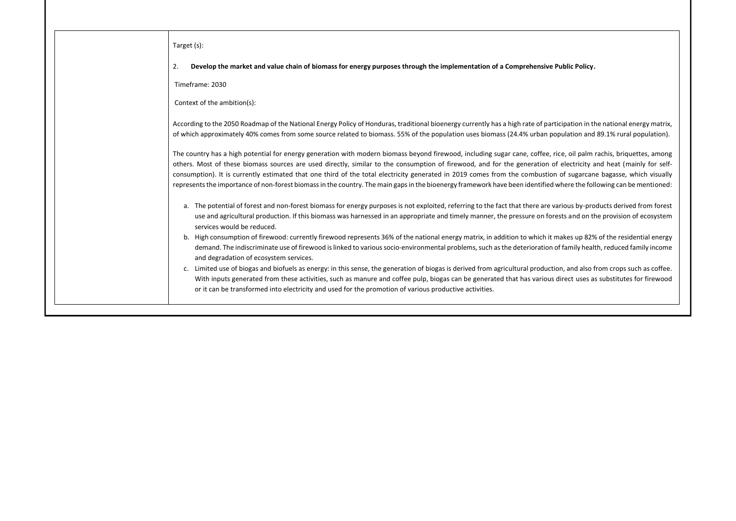| | Target (s):<br><br>2. **Develop the market and value chain of biomass for energy purposes through the implementation of a Comprehensive Public Policy.**<br><br>Timeframe: 2030<br><br>Context of the ambition(s):<br><br>According to the 2050 Roadmap of the National Energy Policy of Honduras, traditional bioenergy currently has a high rate of participation in the national energy matrix, of which approximately 40% comes from some source related to biomass. 55% of the population uses biomass (24.4% urban population and 89.1% rural population).<br><br>The country has a high potential for energy generation with modern biomass beyond firewood, including sugar cane, coffee, rice, oil palm rachis, briquettes, among others. Most of these biomass sources are used directly, similar to the consumption of firewood, and for the generation of electricity and heat (mainly for self-consumption). It is currently estimated that one third of the total electricity generated in 2019 comes from the combustion of sugarcane bagasse, which visually represents the importance of non-forest biomass in the country. The main gaps in the bioenergy framework have been identified where the following can be mentioned:<br><br>a. The potential of forest and non-forest biomass for energy purposes is not exploited, referring to the fact that there are various by-products derived from forest use and agricultural production. If this biomass was harnessed in an appropriate and timely manner, the pressure on forests and on the provision of ecosystem services would be reduced.<br>b. High consumption of firewood: currently firewood represents 36% of the national energy matrix, in addition to which it makes up 82% of the residential energy demand. The indiscriminate use of firewood is linked to various socio-environmental problems, such as the deterioration of family health, reduced family income and degradation of ecosystem services.<br>c. Limited use of biogas and biofuels as energy: in this sense, the generation of biogas is derived from agricultural production, and also from crops such as coffee. With inputs generated from these activities, such as manure and coffee pulp, biogas can be generated that has various direct uses as substitutes for firewood or it can be transformed into electricity and used for the promotion of various productive activities. |
|---|---|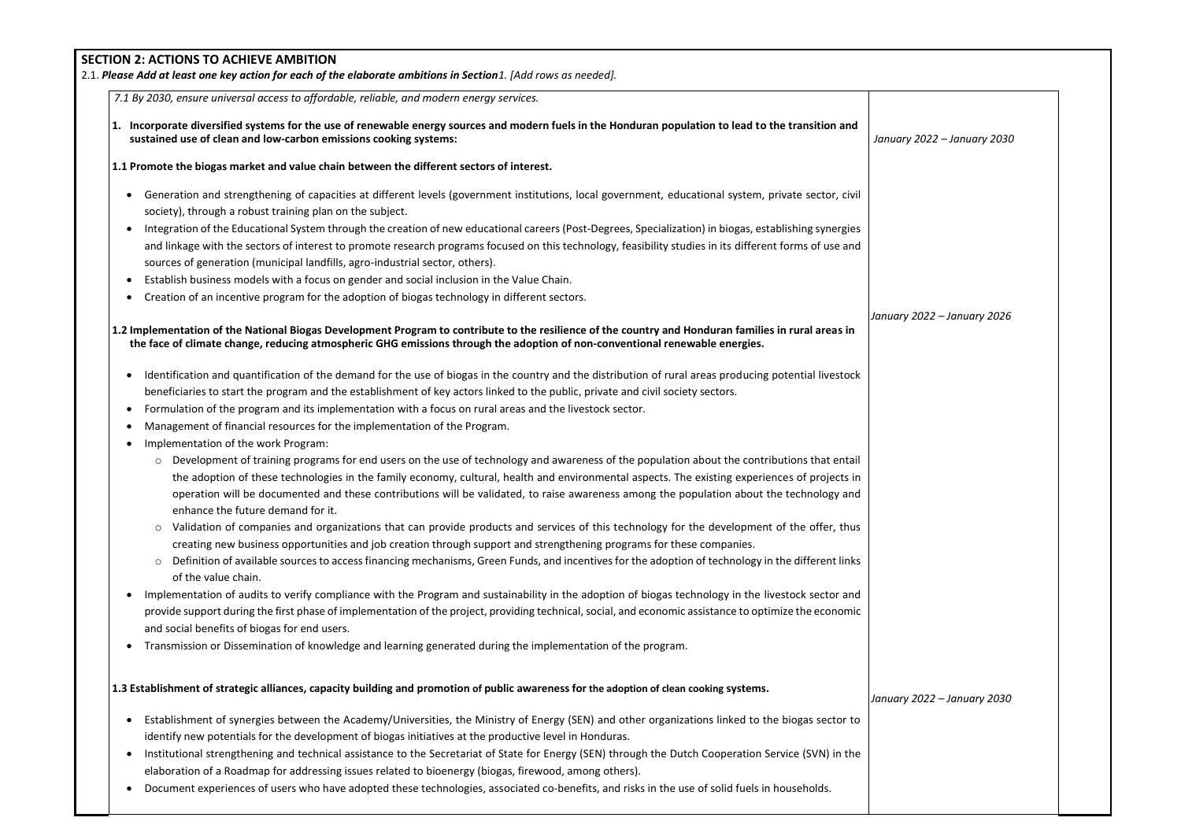## SECTION 2: ACTIONS TO ACHIEVE AMBITION

2.1. ***Please Add at least one key action for each of the elaborate ambitions in Section****1. [Add rows as needed].*

| *7.1 By 2030, ensure universal access to affordable, reliable, and modern energy services.* | |
|---|---|
| **1. Incorporate diversified systems for the use of renewable energy sources and modern fuels in the Honduran population to lead to the transition and sustained use of clean and low-carbon emissions cooking systems:** | *January 2022 – January 2030* |
| **1.1 Promote the biogas market and value chain between the different sectors of interest.**<br><br>• Generation and strengthening of capacities at different levels (government institutions, local government, educational system, private sector, civil society), through a robust training plan on the subject.<br>• Integration of the Educational System through the creation of new educational careers (Post-Degrees, Specialization) in biogas, establishing synergies and linkage with the sectors of interest to promote research programs focused on this technology, feasibility studies in its different forms of use and sources of generation (municipal landfills, agro-industrial sector, others).<br>• Establish business models with a focus on gender and social inclusion in the Value Chain.<br>• Creation of an incentive program for the adoption of biogas technology in different sectors. | |
| **1.2 Implementation of the National Biogas Development Program to contribute to the resilience of the country and Honduran families in rural areas in the face of climate change, reducing atmospheric GHG emissions through the adoption of non-conventional renewable energies.**<br><br>• Identification and quantification of the demand for the use of biogas in the country and the distribution of rural areas producing potential livestock beneficiaries to start the program and the establishment of key actors linked to the public, private and civil society sectors.<br>• Formulation of the program and its implementation with a focus on rural areas and the livestock sector.<br>• Management of financial resources for the implementation of the Program.<br>• Implementation of the work Program:<br>  ◦ Development of training programs for end users on the use of technology and awareness of the population about the contributions that entail the adoption of these technologies in the family economy, cultural, health and environmental aspects. The existing experiences of projects in operation will be documented and these contributions will be validated, to raise awareness among the population about the technology and enhance the future demand for it.<br>  ◦ Validation of companies and organizations that can provide products and services of this technology for the development of the offer, thus creating new business opportunities and job creation through support and strengthening programs for these companies.<br>  ◦ Definition of available sources to access financing mechanisms, Green Funds, and incentives for the adoption of technology in the different links of the value chain.<br>• Implementation of audits to verify compliance with the Program and sustainability in the adoption of biogas technology in the livestock sector and provide support during the first phase of implementation of the project, providing technical, social, and economic assistance to optimize the economic and social benefits of biogas for end users.<br>• Transmission or Dissemination of knowledge and learning generated during the implementation of the program. | *January 2022 – January 2026* |
| **1.3 Establishment of strategic alliances, capacity building and promotion of public awareness for the adoption of clean cooking systems.**<br><br>• Establishment of synergies between the Academy/Universities, the Ministry of Energy (SEN) and other organizations linked to the biogas sector to identify new potentials for the development of biogas initiatives at the productive level in Honduras.<br>• Institutional strengthening and technical assistance to the Secretariat of State for Energy (SEN) through the Dutch Cooperation Service (SVN) in the elaboration of a Roadmap for addressing issues related to bioenergy (biogas, firewood, among others).<br>• Document experiences of users who have adopted these technologies, associated co-benefits, and risks in the use of solid fuels in households. | *January 2022 – January 2030* |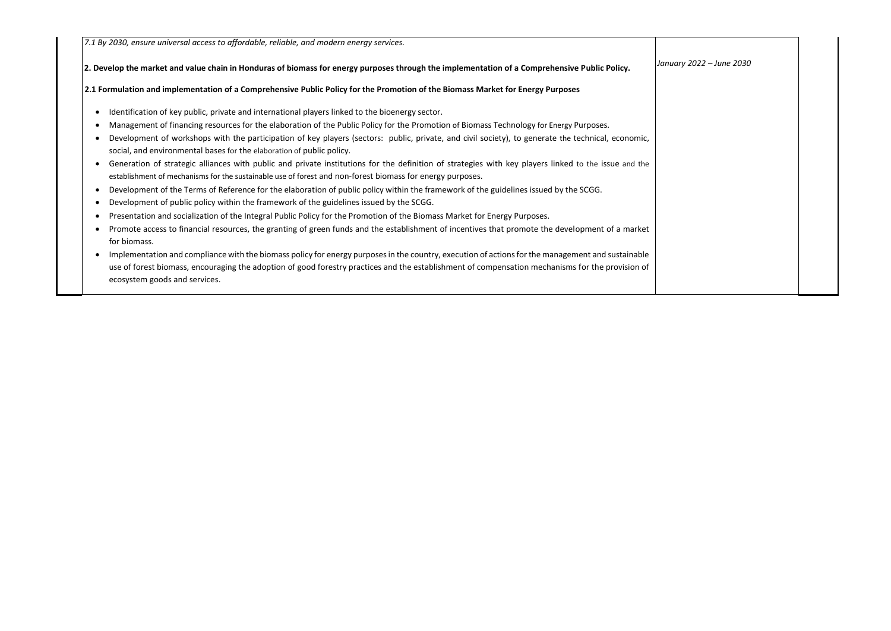| | | |
|---|---|---|
| *7.1 By 2030, ensure universal access to affordable, reliable, and modern energy services.*<br><br>**2. Develop the market and value chain in Honduras of biomass for energy purposes through the implementation of a Comprehensive Public Policy.**<br><br>**2.1 Formulation and implementation of a Comprehensive Public Policy for the Promotion of the Biomass Market for Energy Purposes**<br><br>• Identification of key public, private and international players linked to the bioenergy sector.<br>• Management of financing resources for the elaboration of the Public Policy for the Promotion of Biomass Technology for Energy Purposes.<br>• Development of workshops with the participation of key players (sectors: public, private, and civil society), to generate the technical, economic, social, and environmental bases for the elaboration of public policy.<br>• Generation of strategic alliances with public and private institutions for the definition of strategies with key players linked to the issue and the establishment of mechanisms for the sustainable use of forest and non-forest biomass for energy purposes.<br>• Development of the Terms of Reference for the elaboration of public policy within the framework of the guidelines issued by the SCGG.<br>• Development of public policy within the framework of the guidelines issued by the SCGG.<br>• Presentation and socialization of the Integral Public Policy for the Promotion of the Biomass Market for Energy Purposes.<br>• Promote access to financial resources, the granting of green funds and the establishment of incentives that promote the development of a market for biomass.<br>• Implementation and compliance with the biomass policy for energy purposes in the country, execution of actions for the management and sustainable use of forest biomass, encouraging the adoption of good forestry practices and the establishment of compensation mechanisms for the provision of ecosystem goods and services. | *January 2022 – June 2030* | |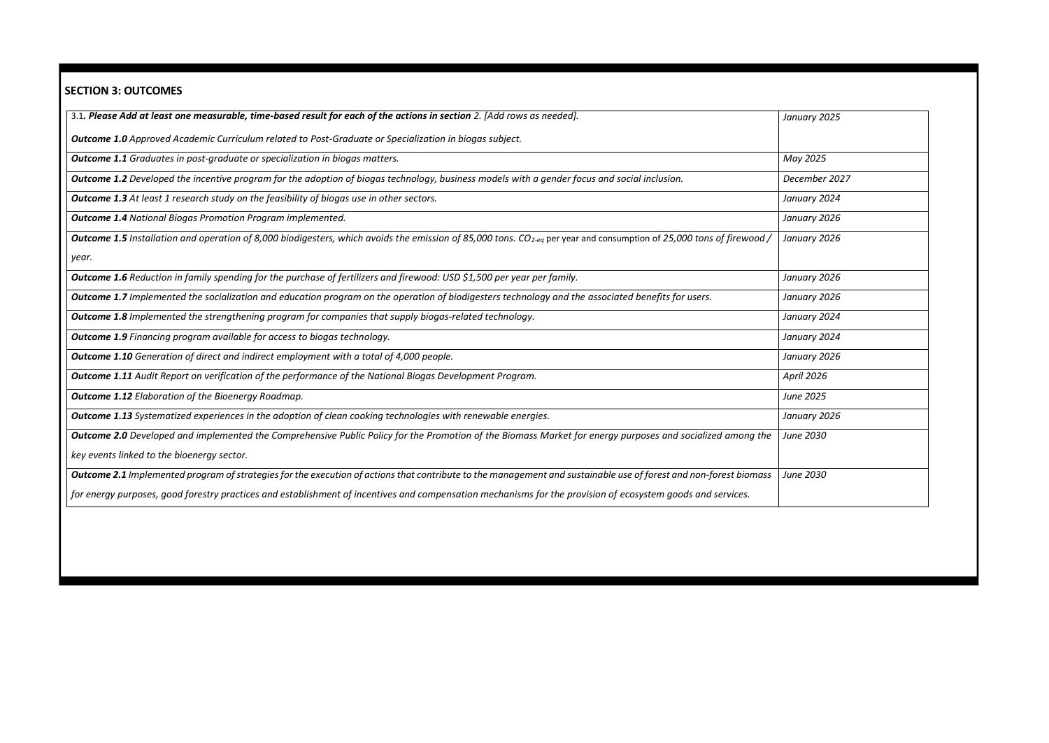## SECTION 3: OUTCOMES

| 3.1*. **Please Add at least one measurable, time-based result for each of the actions in section** 2. [Add rows as needed].* <br><br> ***Outcome 1.0*** *Approved Academic Curriculum related to Post-Graduate or Specialization in biogas subject.* | *January 2025* |
|---|---|
| ***Outcome 1.1*** *Graduates in post-graduate or specialization in biogas matters.* | *May 2025* |
| ***Outcome 1.2*** *Developed the incentive program for the adoption of biogas technology, business models with a gender focus and social inclusion.* | *December 2027* |
| ***Outcome 1.3*** *At least 1 research study on the feasibility of biogas use in other sectors.* | *January 2024* |
| ***Outcome 1.4*** *National Biogas Promotion Program implemented.* | *January 2026* |
| ***Outcome 1.5*** *Installation and operation of 8,000 biodigesters, which avoids the emission of 85,000 tons. $CO_{2\text{-}eq}$* per year and consumption of *25,000 tons of firewood / year.* | *January 2026* |
| ***Outcome 1.6*** *Reduction in family spending for the purchase of fertilizers and firewood: USD $1,500 per year per family.* | *January 2026* |
| ***Outcome 1.7*** *Implemented the socialization and education program on the operation of biodigesters technology and the associated benefits for users.* | *January 2026* |
| ***Outcome 1.8*** *Implemented the strengthening program for companies that supply biogas-related technology.* | *January 2024* |
| ***Outcome 1.9*** *Financing program available for access to biogas technology.* | *January 2024* |
| ***Outcome 1.10*** *Generation of direct and indirect employment with a total of 4,000 people.* | *January 2026* |
| ***Outcome 1.11*** *Audit Report on verification of the performance of the National Biogas Development Program.* | *April 2026* |
| ***Outcome 1.12*** *Elaboration of the Bioenergy Roadmap.* | *June 2025* |
| ***Outcome 1.13*** *Systematized experiences in the adoption of clean cooking technologies with renewable energies.* | *January 2026* |
| ***Outcome 2.0*** *Developed and implemented the Comprehensive Public Policy for the Promotion of the Biomass Market for energy purposes and socialized among the key events linked to the bioenergy sector.* | *June 2030* |
| ***Outcome 2.1*** *Implemented program of strategies for the execution of actions that contribute to the management and sustainable use of forest and non-forest biomass for energy purposes, good forestry practices and establishment of incentives and compensation mechanisms for the provision of ecosystem goods and services.* | *June 2030* |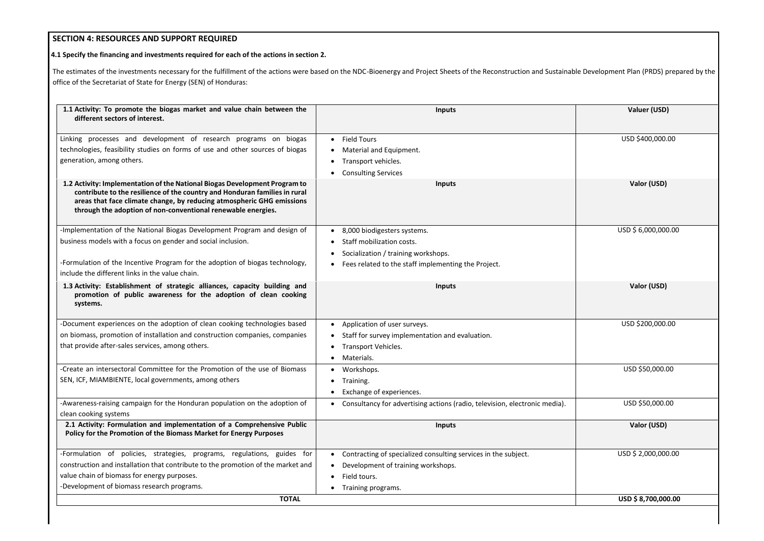## SECTION 4: RESOURCES AND SUPPORT REQUIRED

**4.1 Specify the financing and investments required for each of the actions in section 2.**

The estimates of the investments necessary for the fulfillment of the actions were based on the NDC-Bioenergy and Project Sheets of the Reconstruction and Sustainable Development Plan (PRDS) prepared by the office of the Secretariat of State for Energy (SEN) of Honduras:

| **1.1 Activity: To promote the biogas market and value chain between the different sectors of interest.** | **Inputs** | **Valuer (USD)** |
|---|---|---|
| Linking processes and development of research programs on biogas technologies, feasibility studies on forms of use and other sources of biogas generation, among others. | • Field Tours<br>• Material and Equipment.<br>• Transport vehicles.<br>• Consulting Services | USD $400,000.00 |
| **1.2 Activity: Implementation of the National Biogas Development Program to contribute to the resilience of the country and Honduran families in rural areas that face climate change, by reducing atmospheric GHG emissions through the adoption of non-conventional renewable energies.** | **Inputs** | **Valor (USD)** |
| -Implementation of the National Biogas Development Program and design of business models with a focus on gender and social inclusion.<br><br>-Formulation of the Incentive Program for the adoption of biogas technology, include the different links in the value chain. | • 8,000 biodigesters systems.<br>• Staff mobilization costs.<br>• Socialization / training workshops.<br>• Fees related to the staff implementing the Project. | USD $ 6,000,000.00 |
| **1.3 Activity: Establishment of strategic alliances, capacity building and promotion of public awareness for the adoption of clean cooking systems.** | **Inputs** | **Valor (USD)** |
| -Document experiences on the adoption of clean cooking technologies based on biomass, promotion of installation and construction companies, companies that provide after-sales services, among others. | • Application of user surveys.<br>• Staff for survey implementation and evaluation.<br>• Transport Vehicles.<br>• Materials. | USD $200,000.00 |
| -Create an intersectoral Committee for the Promotion of the use of Biomass SEN, ICF, MIAMBIENTE, local governments, among others | • Workshops.<br>• Training.<br>• Exchange of experiences. | USD $50,000.00 |
| -Awareness-raising campaign for the Honduran population on the adoption of clean cooking systems | • Consultancy for advertising actions (radio, television, electronic media). | USD $50,000.00 |
| **2.1 Activity: Formulation and implementation of a Comprehensive Public Policy for the Promotion of the Biomass Market for Energy Purposes** | **Inputs** | **Valor (USD)** |
| -Formulation of policies, strategies, programs, regulations, guides for construction and installation that contribute to the promotion of the market and value chain of biomass for energy purposes.<br>-Development of biomass research programs. | • Contracting of specialized consulting services in the subject.<br>• Development of training workshops.<br>• Field tours.<br>• Training programs. | USD $ 2,000,000.00 |
| **TOTAL** | | **USD $ 8,700,000.00** |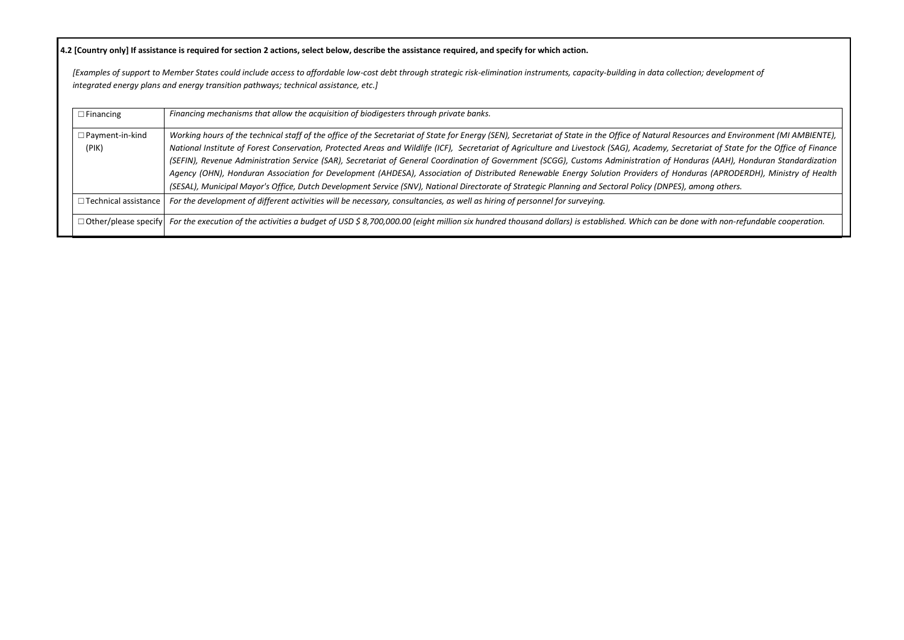**4.2 [Country only] If assistance is required for section 2 actions, select below, describe the assistance required, and specify for which action.**

*[Examples of support to Member States could include access to affordable low-cost debt through strategic risk-elimination instruments, capacity-building in data collection; development of integrated energy plans and energy transition pathways; technical assistance, etc.]*

| | |
|---|---|
| ☐ Financing | *Financing mechanisms that allow the acquisition of biodigesters through private banks.* |
| ☐ Payment-in-kind (PIK) | *Working hours of the technical staff of the office of the Secretariat of State for Energy (SEN), Secretariat of State in the Office of Natural Resources and Environment (MI AMBIENTE), National Institute of Forest Conservation, Protected Areas and Wildlife (ICF), Secretariat of Agriculture and Livestock (SAG), Academy, Secretariat of State for the Office of Finance (SEFIN), Revenue Administration Service (SAR), Secretariat of General Coordination of Government (SCGG), Customs Administration of Honduras (AAH), Honduran Standardization Agency (OHN), Honduran Association for Development (AHDESA), Association of Distributed Renewable Energy Solution Providers of Honduras (APRODERDH), Ministry of Health (SESAL), Municipal Mayor's Office, Dutch Development Service (SNV), National Directorate of Strategic Planning and Sectoral Policy (DNPES), among others.* |
| ☐ Technical assistance | *For the development of different activities will be necessary, consultancies, as well as hiring of personnel for surveying.* |
| ☐ Other/please specify | *For the execution of the activities a budget of USD $ 8,700,000.00 (eight million six hundred thousand dollars) is established. Which can be done with non-refundable cooperation.* |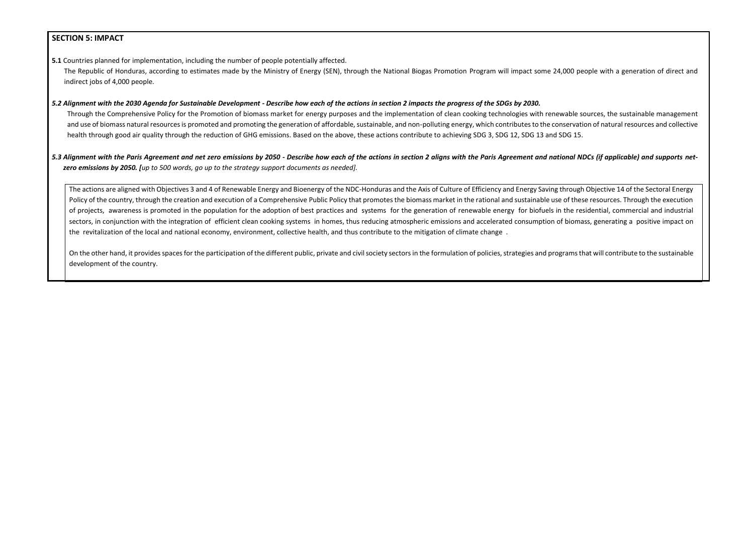## SECTION 5: IMPACT

**5.1** Countries planned for implementation, including the number of people potentially affected.

The Republic of Honduras, according to estimates made by the Ministry of Energy (SEN), through the National Biogas Promotion Program will impact some 24,000 people with a generation of direct and indirect jobs of 4,000 people.

***5.2 Alignment with the 2030 Agenda for Sustainable Development - Describe how each of the actions in section 2 impacts the progress of the SDGs by 2030.***

Through the Comprehensive Policy for the Promotion of biomass market for energy purposes and the implementation of clean cooking technologies with renewable sources, the sustainable management and use of biomass natural resources is promoted and promoting the generation of affordable, sustainable, and non-polluting energy, which contributes to the conservation of natural resources and collective health through good air quality through the reduction of GHG emissions. Based on the above, these actions contribute to achieving SDG 3, SDG 12, SDG 13 and SDG 15.

***5.3 Alignment with the Paris Agreement and net zero emissions by 2050 - Describe how each of the actions in section 2 aligns with the Paris Agreement and national NDCs (if applicable) and supports net-zero emissions by 2050. [****up to 500 words, go up to the strategy support documents as needed].*

The actions are aligned with Objectives 3 and 4 of Renewable Energy and Bioenergy of the NDC-Honduras and the Axis of Culture of Efficiency and Energy Saving through Objective 14 of the Sectoral Energy Policy of the country, through the creation and execution of a Comprehensive Public Policy that promotes the biomass market in the rational and sustainable use of these resources. Through the execution of projects, awareness is promoted in the population for the adoption of best practices and systems for the generation of renewable energy for biofuels in the residential, commercial and industrial sectors, in conjunction with the integration of efficient clean cooking systems in homes, thus reducing atmospheric emissions and accelerated consumption of biomass, generating a positive impact on the revitalization of the local and national economy, environment, collective health, and thus contribute to the mitigation of climate change .

On the other hand, it provides spaces for the participation of the different public, private and civil society sectors in the formulation of policies, strategies and programs that will contribute to the sustainable development of the country.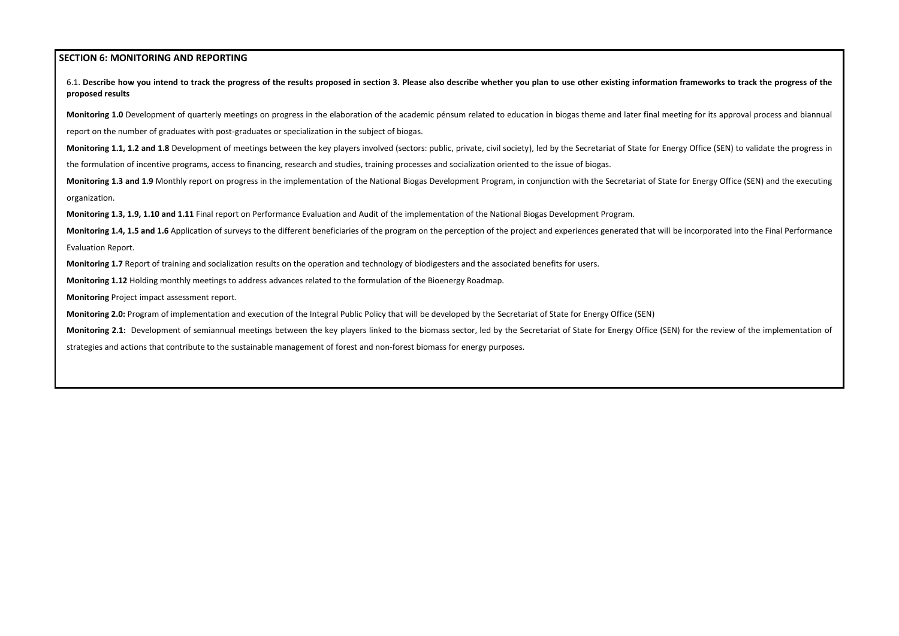## SECTION 6: MONITORING AND REPORTING

6.1. **Describe how you intend to track the progress of the results proposed in section 3. Please also describe whether you plan to use other existing information frameworks to track the progress of the proposed results**

**Monitoring 1.0** Development of quarterly meetings on progress in the elaboration of the academic pénsum related to education in biogas theme and later final meeting for its approval process and biannual report on the number of graduates with post-graduates or specialization in the subject of biogas.

**Monitoring 1.1, 1.2 and 1.8** Development of meetings between the key players involved (sectors: public, private, civil society), led by the Secretariat of State for Energy Office (SEN) to validate the progress in the formulation of incentive programs, access to financing, research and studies, training processes and socialization oriented to the issue of biogas.

**Monitoring 1.3 and 1.9** Monthly report on progress in the implementation of the National Biogas Development Program, in conjunction with the Secretariat of State for Energy Office (SEN) and the executing organization.

**Monitoring 1.3, 1.9, 1.10 and 1.11** Final report on Performance Evaluation and Audit of the implementation of the National Biogas Development Program.

**Monitoring 1.4, 1.5 and 1.6** Application of surveys to the different beneficiaries of the program on the perception of the project and experiences generated that will be incorporated into the Final Performance Evaluation Report.

**Monitoring 1.7** Report of training and socialization results on the operation and technology of biodigesters and the associated benefits for users.

**Monitoring 1.12** Holding monthly meetings to address advances related to the formulation of the Bioenergy Roadmap.

**Monitoring** Project impact assessment report.

**Monitoring 2.0:** Program of implementation and execution of the Integral Public Policy that will be developed by the Secretariat of State for Energy Office (SEN)

**Monitoring 2.1:** Development of semiannual meetings between the key players linked to the biomass sector, led by the Secretariat of State for Energy Office (SEN) for the review of the implementation of strategies and actions that contribute to the sustainable management of forest and non-forest biomass for energy purposes.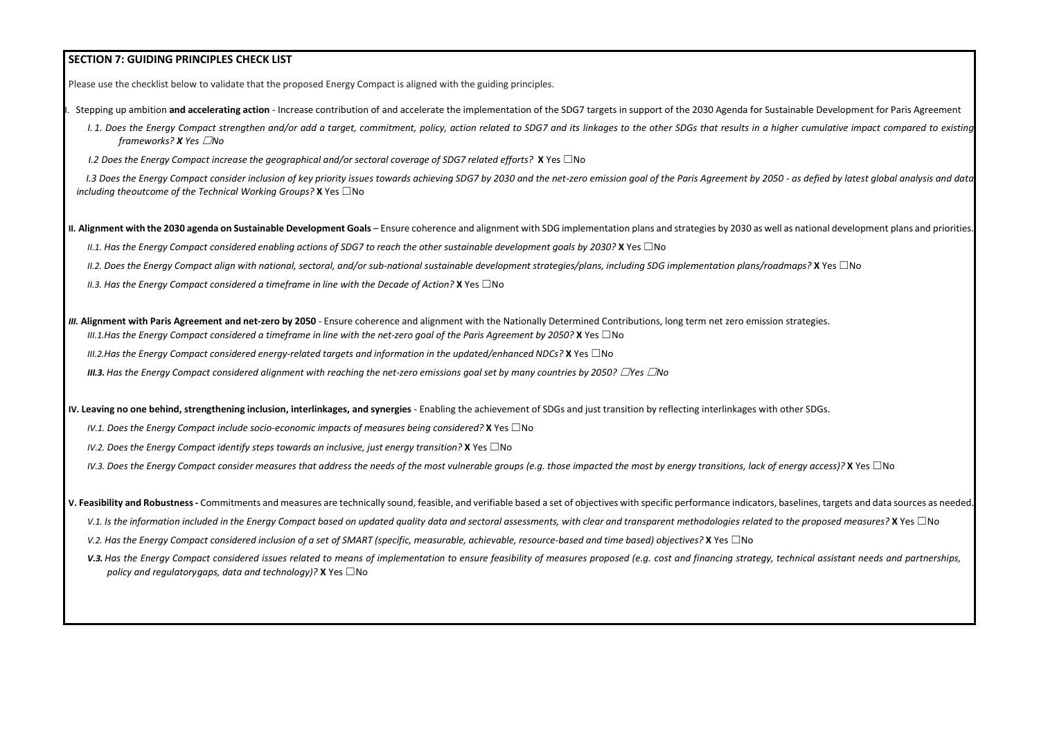## SECTION 7: GUIDING PRINCIPLES CHECK LIST

Please use the checklist below to validate that the proposed Energy Compact is aligned with the guiding principles.

I. Stepping up ambition **and accelerating action** - Increase contribution of and accelerate the implementation of the SDG7 targets in support of the 2030 Agenda for Sustainable Development for Paris Agreement

*I. 1. Does the Energy Compact strengthen and/or add a target, commitment, policy, action related to SDG7 and its linkages to the other SDGs that results in a higher cumulative impact compared to existing frameworks?* ***X*** *Yes ☐No*

*I.2 Does the Energy Compact increase the geographical and/or sectoral coverage of SDG7 related efforts?* **X** Yes ☐No

*I.3 Does the Energy Compact consider inclusion of key priority issues towards achieving SDG7 by 2030 and the net-zero emission goal of the Paris Agreement by 2050 - as defied by latest global analysis and data including theoutcome of the Technical Working Groups?* **X** Yes ☐No

**II. Alignment with the 2030 agenda on Sustainable Development Goals** – Ensure coherence and alignment with SDG implementation plans and strategies by 2030 as well as national development plans and priorities.

*II.1. Has the Energy Compact considered enabling actions of SDG7 to reach the other sustainable development goals by 2030?* **X** Yes ☐No

*II.2. Does the Energy Compact align with national, sectoral, and/or sub-national sustainable development strategies/plans, including SDG implementation plans/roadmaps?* **X** Yes ☐No

*II.3. Has the Energy Compact considered a timeframe in line with the Decade of Action?* **X** Yes ☐No

***III.*** **Alignment with Paris Agreement and net-zero by 2050** - Ensure coherence and alignment with the Nationally Determined Contributions, long term net zero emission strategies.

*III.1.Has the Energy Compact considered a timeframe in line with the net-zero goal of the Paris Agreement by 2050?* **X** Yes ☐No

*III.2.Has the Energy Compact considered energy-related targets and information in the updated/enhanced NDCs?* **X** Yes ☐No

***III.3.*** *Has the Energy Compact considered alignment with reaching the net-zero emissions goal set by many countries by 2050? ☐Yes ☐No*

**IV. Leaving no one behind, strengthening inclusion, interlinkages, and synergies** - Enabling the achievement of SDGs and just transition by reflecting interlinkages with other SDGs.

*IV.1. Does the Energy Compact include socio-economic impacts of measures being considered?* **X** Yes ☐No

*IV.2. Does the Energy Compact identify steps towards an inclusive, just energy transition?* **X** Yes ☐No

*IV.3. Does the Energy Compact consider measures that address the needs of the most vulnerable groups (e.g. those impacted the most by energy transitions, lack of energy access)?* **X** Yes ☐No

**V. Feasibility and Robustness -** Commitments and measures are technically sound, feasible, and verifiable based a set of objectives with specific performance indicators, baselines, targets and data sources as needed.

*V.1. Is the information included in the Energy Compact based on updated quality data and sectoral assessments, with clear and transparent methodologies related to the proposed measures?* **X** Yes ☐No

*V.2. Has the Energy Compact considered inclusion of a set of SMART (specific, measurable, achievable, resource-based and time based) objectives?* **X** Yes ☐No

***V.3.*** *Has the Energy Compact considered issues related to means of implementation to ensure feasibility of measures proposed (e.g. cost and financing strategy, technical assistant needs and partnerships, policy and regulatorygaps, data and technology)?* **X** Yes ☐No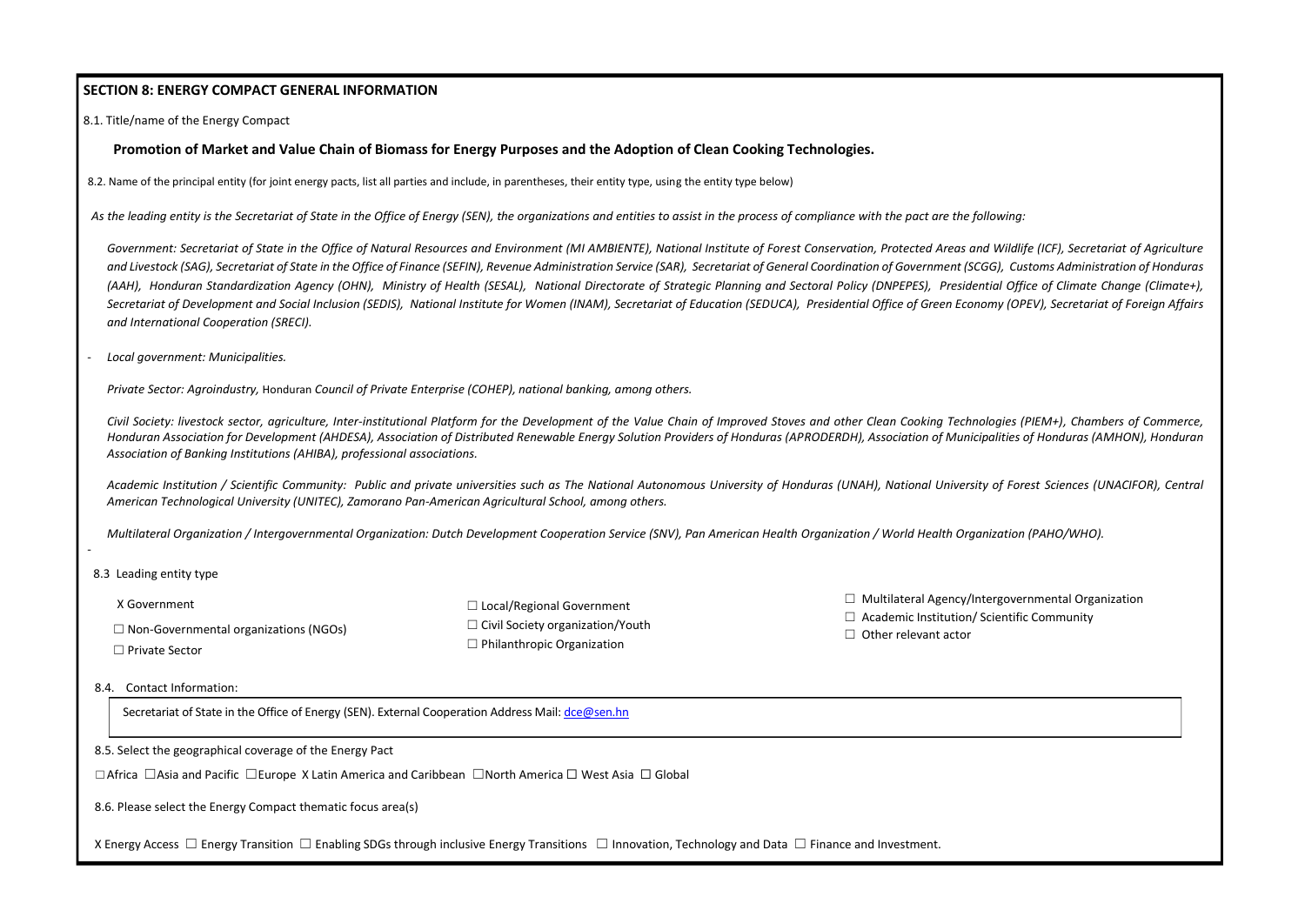## SECTION 8: ENERGY COMPACT GENERAL INFORMATION

8.1. Title/name of the Energy Compact

**Promotion of Market and Value Chain of Biomass for Energy Purposes and the Adoption of Clean Cooking Technologies.**

8.2. Name of the principal entity (for joint energy pacts, list all parties and include, in parentheses, their entity type, using the entity type below)

*As the leading entity is the Secretariat of State in the Office of Energy (SEN), the organizations and entities to assist in the process of compliance with the pact are the following:*

*Government: Secretariat of State in the Office of Natural Resources and Environment (MI AMBIENTE), National Institute of Forest Conservation, Protected Areas and Wildlife (ICF), Secretariat of Agriculture and Livestock (SAG), Secretariat of State in the Office of Finance (SEFIN), Revenue Administration Service (SAR), Secretariat of General Coordination of Government (SCGG), Customs Administration of Honduras (AAH), Honduran Standardization Agency (OHN), Ministry of Health (SESAL), National Directorate of Strategic Planning and Sectoral Policy (DNPEPES), Presidential Office of Climate Change (Climate+), Secretariat of Development and Social Inclusion (SEDIS), National Institute for Women (INAM), Secretariat of Education (SEDUCA), Presidential Office of Green Economy (OPEV), Secretariat of Foreign Affairs and International Cooperation (SRECI).*

- *Local government: Municipalities.*

*Private Sector: Agroindustry,* Honduran *Council of Private Enterprise (COHEP), national banking, among others.*

*Civil Society: livestock sector, agriculture, Inter-institutional Platform for the Development of the Value Chain of Improved Stoves and other Clean Cooking Technologies (PIEM+), Chambers of Commerce, Honduran Association for Development (AHDESA), Association of Distributed Renewable Energy Solution Providers of Honduras (APRODERDH), Association of Municipalities of Honduras (AMHON), Honduran Association of Banking Institutions (AHIBA), professional associations.*

*Academic Institution / Scientific Community: Public and private universities such as The National Autonomous University of Honduras (UNAH), National University of Forest Sciences (UNACIFOR), Central American Technological University (UNITEC), Zamorano Pan-American Agricultural School, among others.*

*Multilateral Organization / Intergovernmental Organization: Dutch Development Cooperation Service (SNV), Pan American Health Organization / World Health Organization (PAHO/WHO).*

-

8.3 Leading entity type

X Government
☐ Non-Governmental organizations (NGOs)
☐ Private Sector
☐ Local/Regional Government
☐ Civil Society organization/Youth
☐ Philanthropic Organization
☐ Multilateral Agency/Intergovernmental Organization
☐ Academic Institution/ Scientific Community
☐ Other relevant actor

8.4. Contact Information:

Secretariat of State in the Office of Energy (SEN). External Cooperation Address Mail: dce@sen.hn

8.5. Select the geographical coverage of the Energy Pact

☐Africa ☐Asia and Pacific ☐Europe X Latin America and Caribbean ☐North America ☐ West Asia ☐ Global

8.6. Please select the Energy Compact thematic focus area(s)

X Energy Access ☐ Energy Transition ☐ Enabling SDGs through inclusive Energy Transitions ☐ Innovation, Technology and Data ☐ Finance and Investment.